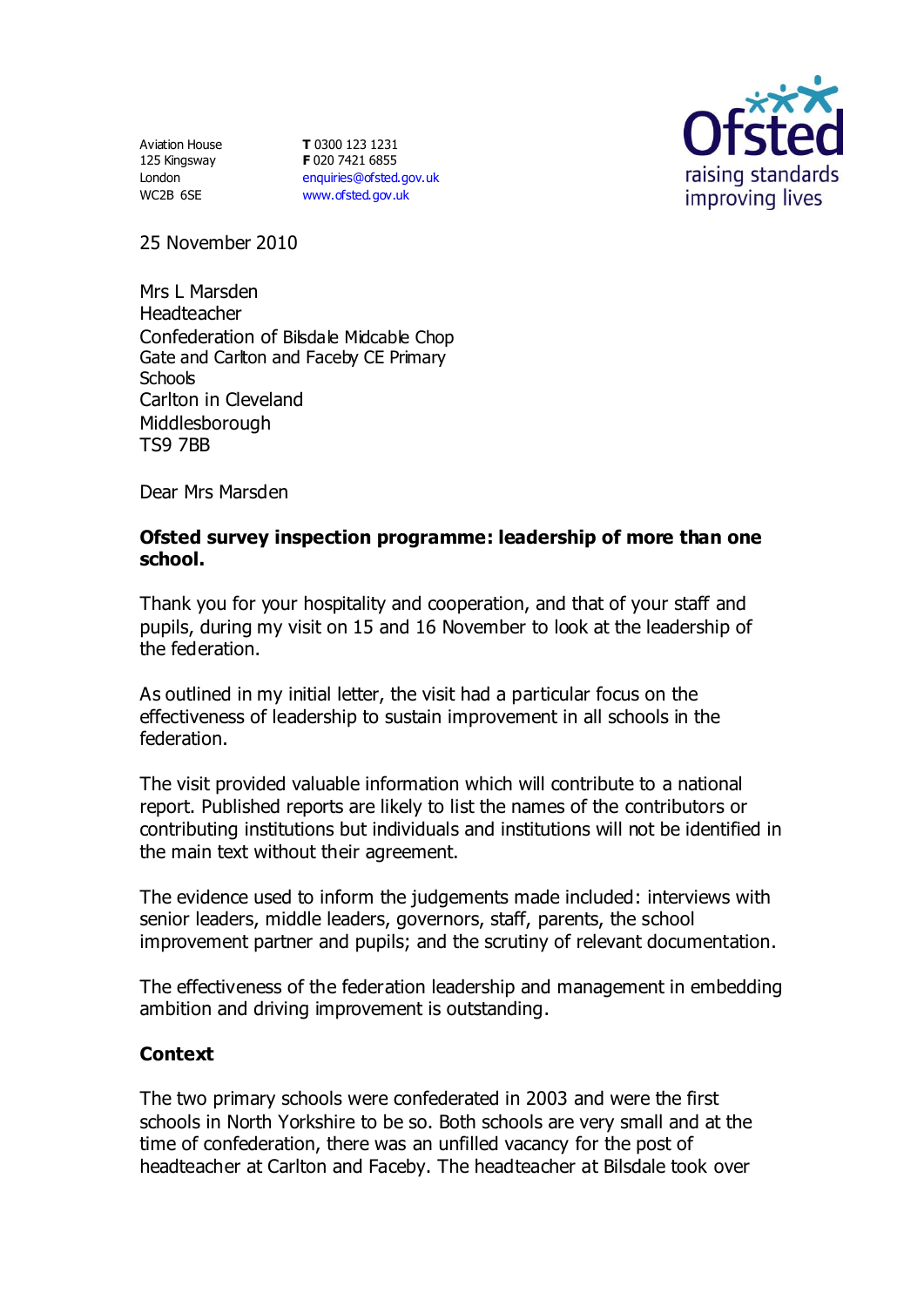Aviation House
125 Kingsway
London
WC2B 6SE

**T** 0300 123 1231
**F** 020 7421 6855
enquiries@ofsted.gov.uk
www.ofsted.gov.uk

Ofsted
raising standards
improving lives

25 November 2010

Mrs L Marsden
Headteacher
Confederation of Bilsdale Midcable Chop Gate and Carlton and Faceby CE Primary Schools
Carlton in Cleveland
Middlesborough
TS9 7BB

Dear Mrs Marsden

**Ofsted survey inspection programme: leadership of more than one school.**

Thank you for your hospitality and cooperation, and that of your staff and pupils, during my visit on 15 and 16 November to look at the leadership of the federation.

As outlined in my initial letter, the visit had a particular focus on the effectiveness of leadership to sustain improvement in all schools in the federation.

The visit provided valuable information which will contribute to a national report. Published reports are likely to list the names of the contributors or contributing institutions but individuals and institutions will not be identified in the main text without their agreement.

The evidence used to inform the judgements made included: interviews with senior leaders, middle leaders, governors, staff, parents, the school improvement partner and pupils; and the scrutiny of relevant documentation.

The effectiveness of the federation leadership and management in embedding ambition and driving improvement is outstanding.

**Context**

The two primary schools were confederated in 2003 and were the first schools in North Yorkshire to be so. Both schools are very small and at the time of confederation, there was an unfilled vacancy for the post of headteacher at Carlton and Faceby. The headteacher at Bilsdale took over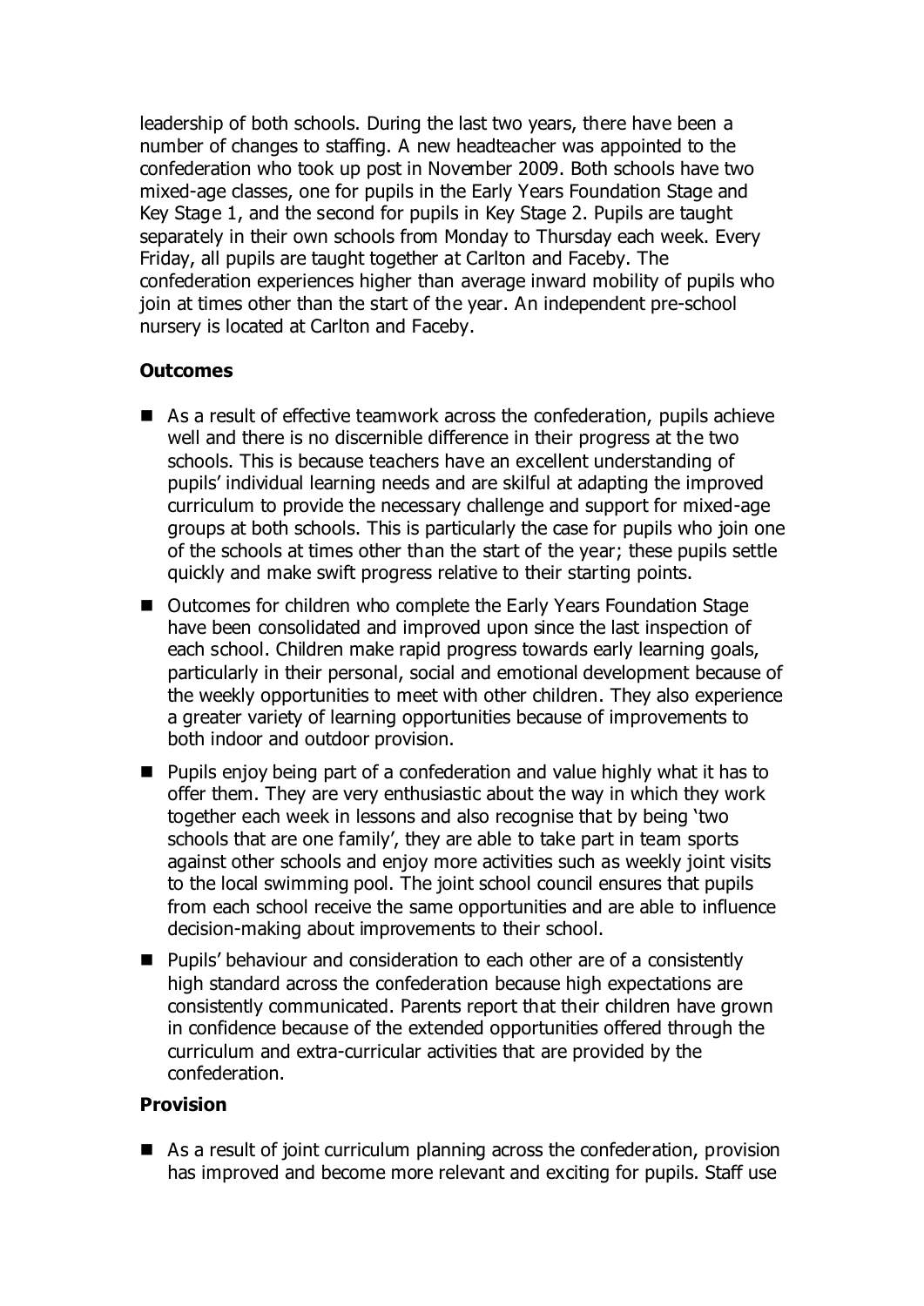leadership of both schools. During the last two years, there have been a number of changes to staffing. A new headteacher was appointed to the confederation who took up post in November 2009. Both schools have two mixed-age classes, one for pupils in the Early Years Foundation Stage and Key Stage 1, and the second for pupils in Key Stage 2. Pupils are taught separately in their own schools from Monday to Thursday each week. Every Friday, all pupils are taught together at Carlton and Faceby. The confederation experiences higher than average inward mobility of pupils who join at times other than the start of the year. An independent pre-school nursery is located at Carlton and Faceby.

**Outcomes**

- As a result of effective teamwork across the confederation, pupils achieve well and there is no discernible difference in their progress at the two schools. This is because teachers have an excellent understanding of pupils' individual learning needs and are skilful at adapting the improved curriculum to provide the necessary challenge and support for mixed-age groups at both schools. This is particularly the case for pupils who join one of the schools at times other than the start of the year; these pupils settle quickly and make swift progress relative to their starting points.
- Outcomes for children who complete the Early Years Foundation Stage have been consolidated and improved upon since the last inspection of each school. Children make rapid progress towards early learning goals, particularly in their personal, social and emotional development because of the weekly opportunities to meet with other children. They also experience a greater variety of learning opportunities because of improvements to both indoor and outdoor provision.
- Pupils enjoy being part of a confederation and value highly what it has to offer them. They are very enthusiastic about the way in which they work together each week in lessons and also recognise that by being 'two schools that are one family', they are able to take part in team sports against other schools and enjoy more activities such as weekly joint visits to the local swimming pool. The joint school council ensures that pupils from each school receive the same opportunities and are able to influence decision-making about improvements to their school.
- Pupils' behaviour and consideration to each other are of a consistently high standard across the confederation because high expectations are consistently communicated. Parents report that their children have grown in confidence because of the extended opportunities offered through the curriculum and extra-curricular activities that are provided by the confederation.

**Provision**

- As a result of joint curriculum planning across the confederation, provision has improved and become more relevant and exciting for pupils. Staff use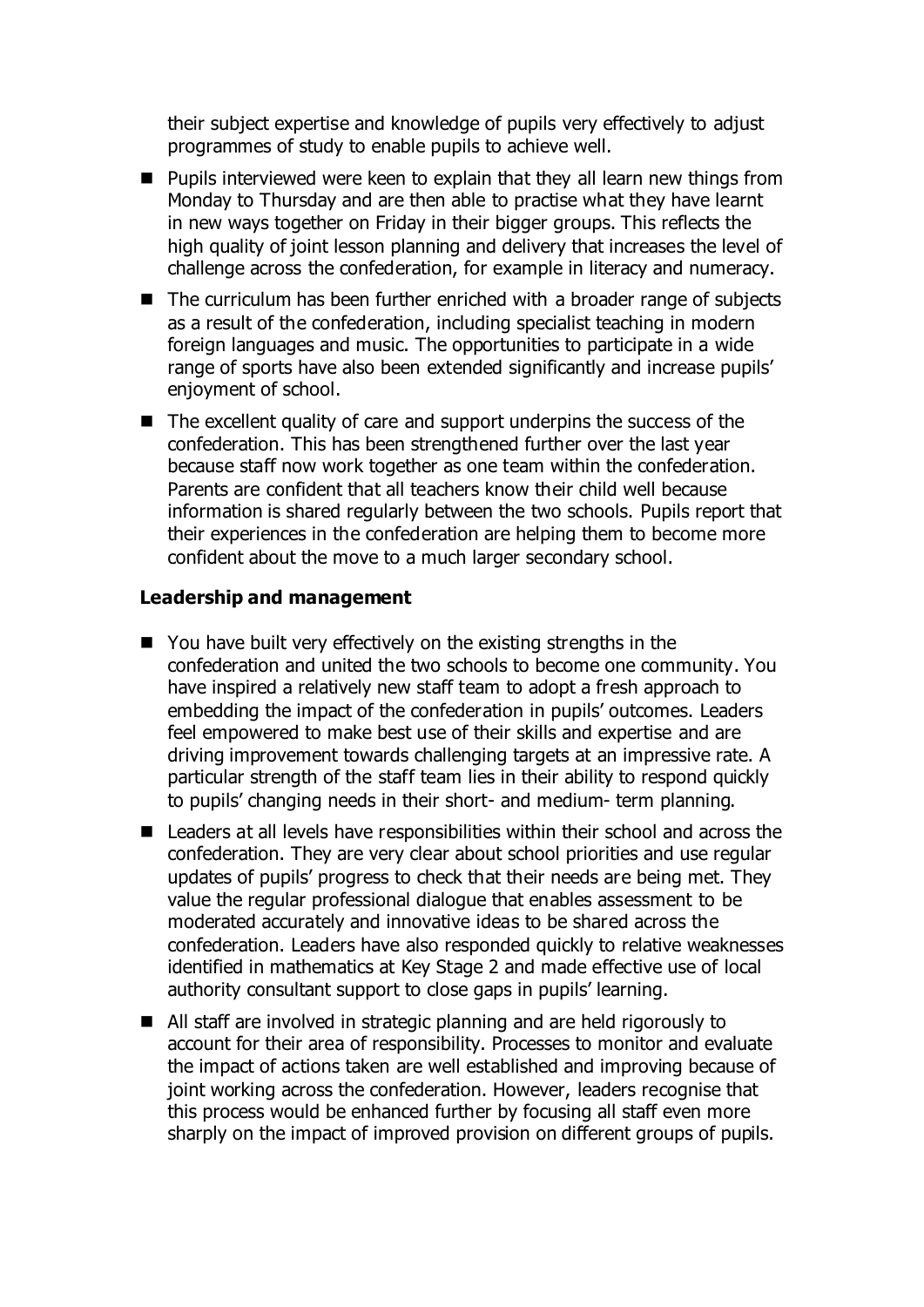their subject expertise and knowledge of pupils very effectively to adjust programmes of study to enable pupils to achieve well.

- Pupils interviewed were keen to explain that they all learn new things from Monday to Thursday and are then able to practise what they have learnt in new ways together on Friday in their bigger groups. This reflects the high quality of joint lesson planning and delivery that increases the level of challenge across the confederation, for example in literacy and numeracy.
- The curriculum has been further enriched with a broader range of subjects as a result of the confederation, including specialist teaching in modern foreign languages and music. The opportunities to participate in a wide range of sports have also been extended significantly and increase pupils' enjoyment of school.
- The excellent quality of care and support underpins the success of the confederation. This has been strengthened further over the last year because staff now work together as one team within the confederation. Parents are confident that all teachers know their child well because information is shared regularly between the two schools. Pupils report that their experiences in the confederation are helping them to become more confident about the move to a much larger secondary school.

**Leadership and management**

- You have built very effectively on the existing strengths in the confederation and united the two schools to become one community. You have inspired a relatively new staff team to adopt a fresh approach to embedding the impact of the confederation in pupils' outcomes. Leaders feel empowered to make best use of their skills and expertise and are driving improvement towards challenging targets at an impressive rate. A particular strength of the staff team lies in their ability to respond quickly to pupils' changing needs in their short- and medium- term planning.
- Leaders at all levels have responsibilities within their school and across the confederation. They are very clear about school priorities and use regular updates of pupils' progress to check that their needs are being met. They value the regular professional dialogue that enables assessment to be moderated accurately and innovative ideas to be shared across the confederation. Leaders have also responded quickly to relative weaknesses identified in mathematics at Key Stage 2 and made effective use of local authority consultant support to close gaps in pupils' learning.
- All staff are involved in strategic planning and are held rigorously to account for their area of responsibility. Processes to monitor and evaluate the impact of actions taken are well established and improving because of joint working across the confederation. However, leaders recognise that this process would be enhanced further by focusing all staff even more sharply on the impact of improved provision on different groups of pupils.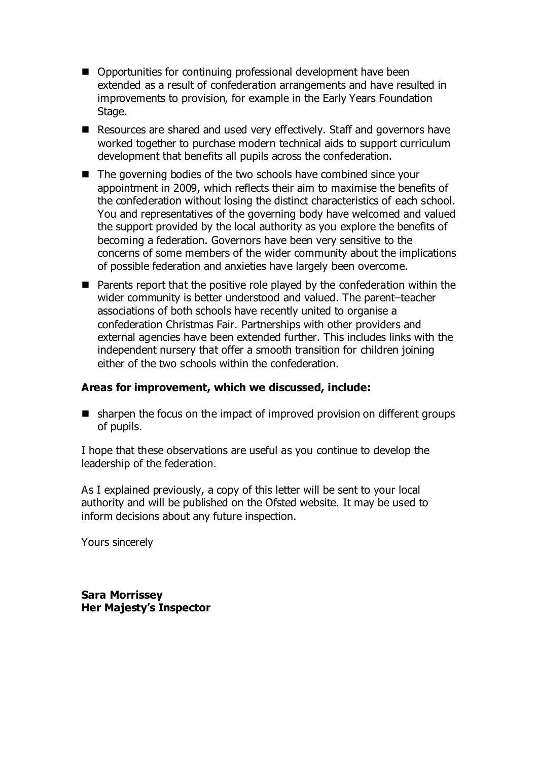- Opportunities for continuing professional development have been extended as a result of confederation arrangements and have resulted in improvements to provision, for example in the Early Years Foundation Stage.
- Resources are shared and used very effectively. Staff and governors have worked together to purchase modern technical aids to support curriculum development that benefits all pupils across the confederation.
- The governing bodies of the two schools have combined since your appointment in 2009, which reflects their aim to maximise the benefits of the confederation without losing the distinct characteristics of each school. You and representatives of the governing body have welcomed and valued the support provided by the local authority as you explore the benefits of becoming a federation. Governors have been very sensitive to the concerns of some members of the wider community about the implications of possible federation and anxieties have largely been overcome.
- Parents report that the positive role played by the confederation within the wider community is better understood and valued. The parent–teacher associations of both schools have recently united to organise a confederation Christmas Fair. Partnerships with other providers and external agencies have been extended further. This includes links with the independent nursery that offer a smooth transition for children joining either of the two schools within the confederation.

**Areas for improvement, which we discussed, include:**

- sharpen the focus on the impact of improved provision on different groups of pupils.

I hope that these observations are useful as you continue to develop the leadership of the federation.

As I explained previously, a copy of this letter will be sent to your local authority and will be published on the Ofsted website. It may be used to inform decisions about any future inspection.

Yours sincerely

**Sara Morrissey**
**Her Majesty's Inspector**